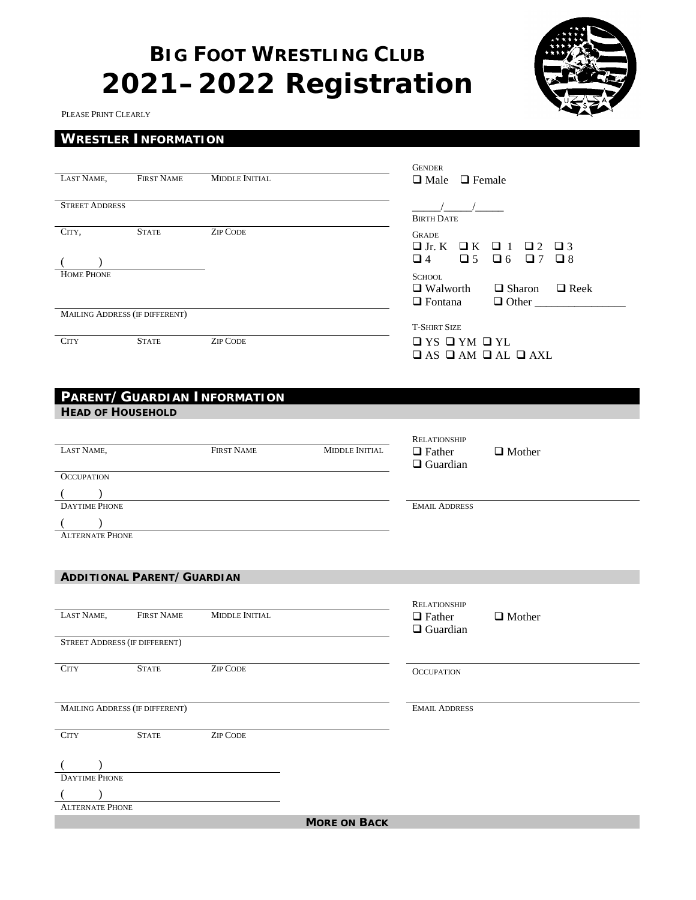# Big Foot Wrestling Club
# 2021–2022 Registration

Please Print Clearly

## Wrestler Information

Last Name, First Name Middle Initial

Street Address

City, State Zip Code

(      )
Home Phone

Mailing Address (if different)

City State Zip Code

Gender
❑ Male ❑ Female

_____/_____/_____
Birth Date

Grade
❑ Jr. K ❑ K ❑ 1 ❑ 2 ❑ 3
❑ 4 ❑ 5 ❑ 6 ❑ 7 ❑ 8

School
❑ Walworth ❑ Sharon ❑ Reek
❑ Fontana ❑ Other ________________

T-Shirt Size
❑ YS ❑ YM ❑ YL
❑ AS ❑ AM ❑ AL ❑ AXL

## Parent/Guardian Information

### Head of Household

Last Name, First Name Middle Initial

Occupation

(      )
Daytime Phone

(      )
Alternate Phone

Relationship
❑ Father ❑ Mother
❑ Guardian

Email Address

### Additional Parent/Guardian

Last Name, First Name Middle Initial

Street Address (if different)

City State Zip Code

Mailing Address (if different)

City State Zip Code

(      )
Daytime Phone

(      )
Alternate Phone

Relationship
❑ Father ❑ Mother
❑ Guardian

Occupation

Email Address

**More on Back**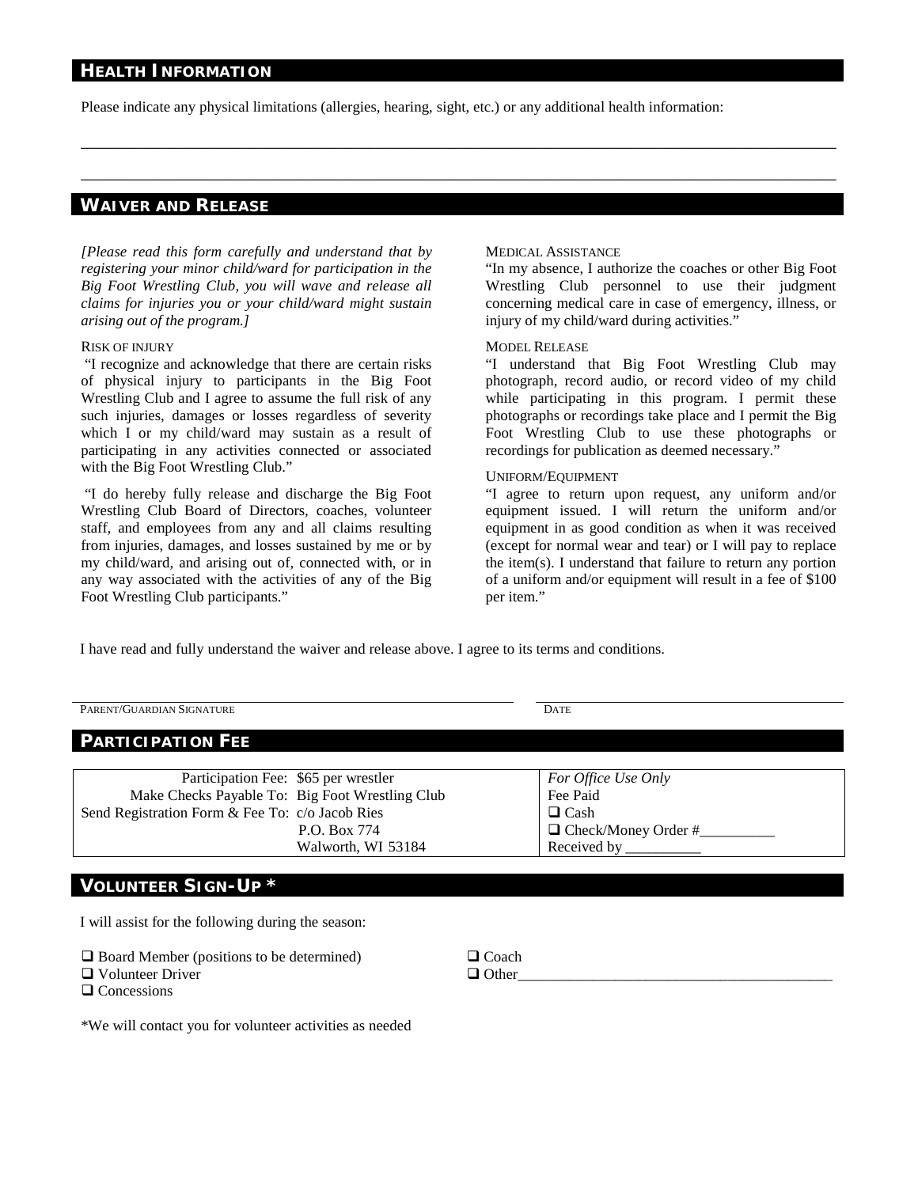## HEALTH INFORMATION

Please indicate any physical limitations (allergies, hearing, sight, etc.) or any additional health information:

______________________________________________________________________________________

______________________________________________________________________________________

## WAIVER AND RELEASE

*[Please read this form carefully and understand that by registering your minor child/ward for participation in the Big Foot Wrestling Club, you will wave and release all claims for injuries you or your child/ward might sustain arising out of the program.]*

RISK OF INJURY

"I recognize and acknowledge that there are certain risks of physical injury to participants in the Big Foot Wrestling Club and I agree to assume the full risk of any such injuries, damages or losses regardless of severity which I or my child/ward may sustain as a result of participating in any activities connected or associated with the Big Foot Wrestling Club."

"I do hereby fully release and discharge the Big Foot Wrestling Club Board of Directors, coaches, volunteer staff, and employees from any and all claims resulting from injuries, damages, and losses sustained by me or by my child/ward, and arising out of, connected with, or in any way associated with the activities of any of the Big Foot Wrestling Club participants."

MEDICAL ASSISTANCE

"In my absence, I authorize the coaches or other Big Foot Wrestling Club personnel to use their judgment concerning medical care in case of emergency, illness, or injury of my child/ward during activities."

MODEL RELEASE

"I understand that Big Foot Wrestling Club may photograph, record audio, or record video of my child while participating in this program. I permit these photographs or recordings take place and I permit the Big Foot Wrestling Club to use these photographs or recordings for publication as deemed necessary."

UNIFORM/EQUIPMENT

"I agree to return upon request, any uniform and/or equipment issued. I will return the uniform and/or equipment in as good condition as when it was received (except for normal wear and tear) or I will pay to replace the item(s). I understand that failure to return any portion of a uniform and/or equipment will result in a fee of $100 per item."

I have read and fully understand the waiver and release above. I agree to its terms and conditions.

______________________________________ ______________________

PARENT/GUARDIAN SIGNATURE DATE

## PARTICIPATION FEE

| | | |
|---|---|---|
| Participation Fee: | $65 per wrestler | *For Office Use Only* |
| Make Checks Payable To: | Big Foot Wrestling Club | Fee Paid |
| Send Registration Form & Fee To: | c/o Jacob Ries | ❑ Cash |
| | P.O. Box 774 | ❑ Check/Money Order #__________ |
| | Walworth, WI 53184 | Received by __________ |

## VOLUNTEER SIGN-UP *

I will assist for the following during the season:

- ❑ Board Member (positions to be determined)
- ❑ Volunteer Driver
- ❑ Concessions
- ❑ Coach
- ❑ Other__________________________________________

*We will contact you for volunteer activities as needed